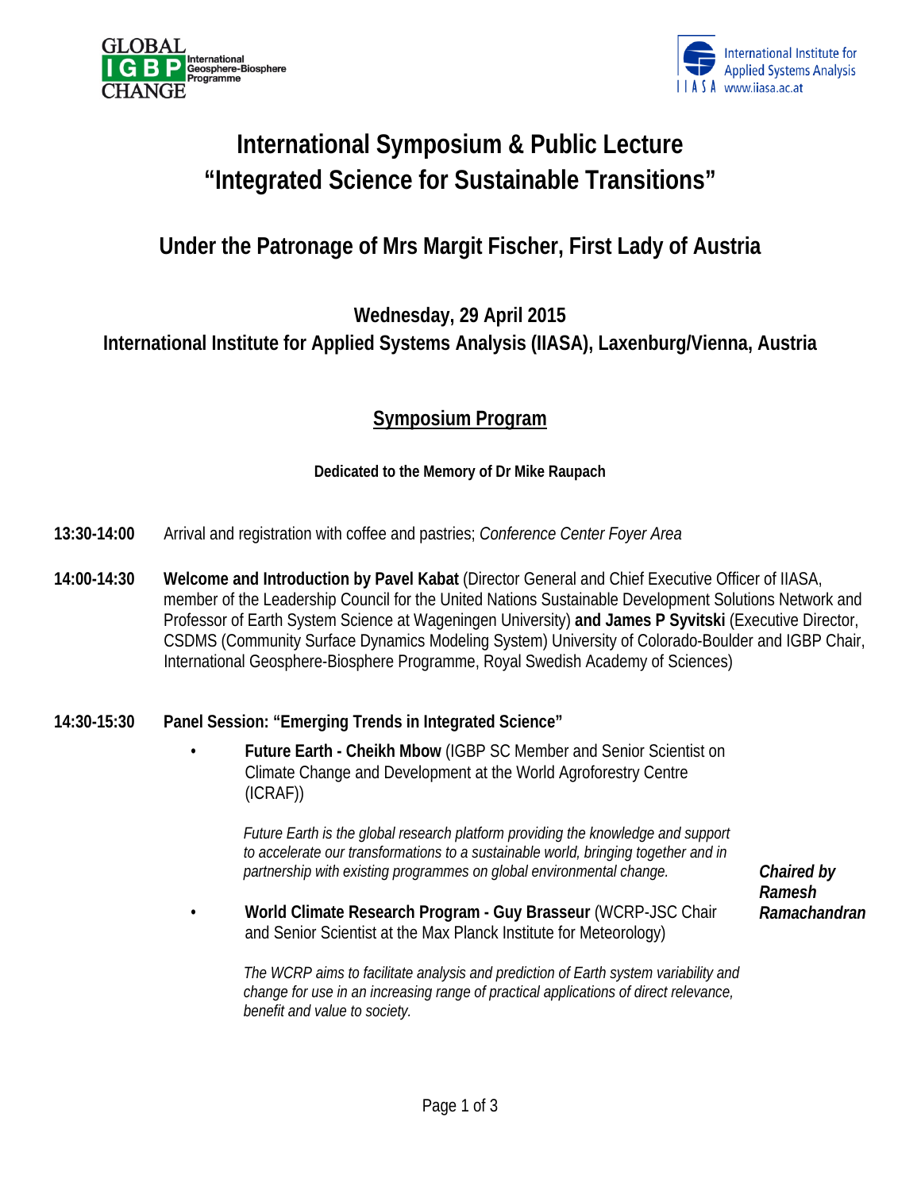GLOBAL IGBP CHANGE International Geosphere-Biosphere Programme

International Institute for Applied Systems Analysis IIASA www.iiasa.ac.at

# International Symposium & Public Lecture "Integrated Science for Sustainable Transitions"

## Under the Patronage of Mrs Margit Fischer, First Lady of Austria

### Wednesday, 29 April 2015
### International Institute for Applied Systems Analysis (IIASA), Laxenburg/Vienna, Austria

## Symposium Program

**Dedicated to the Memory of Dr Mike Raupach**

**13:30-14:00** Arrival and registration with coffee and pastries; *Conference Center Foyer Area*

**14:00-14:30** **Welcome and Introduction by Pavel Kabat** (Director General and Chief Executive Officer of IIASA, member of the Leadership Council for the United Nations Sustainable Development Solutions Network and Professor of Earth System Science at Wageningen University) **and James P Syvitski** (Executive Director, CSDMS (Community Surface Dynamics Modeling System) University of Colorado-Boulder and IGBP Chair, International Geosphere-Biosphere Programme, Royal Swedish Academy of Sciences)

**14:30-15:30** **Panel Session: "Emerging Trends in Integrated Science"**

***Chaired by Ramesh Ramachandran***

- **Future Earth - Cheikh Mbow** (IGBP SC Member and Senior Scientist on Climate Change and Development at the World Agroforestry Centre (ICRAF))

  *Future Earth is the global research platform providing the knowledge and support to accelerate our transformations to a sustainable world, bringing together and in partnership with existing programmes on global environmental change.*

- **World Climate Research Program - Guy Brasseur** (WCRP-JSC Chair and Senior Scientist at the Max Planck Institute for Meteorology)

  *The WCRP aims to facilitate analysis and prediction of Earth system variability and change for use in an increasing range of practical applications of direct relevance, benefit and value to society.*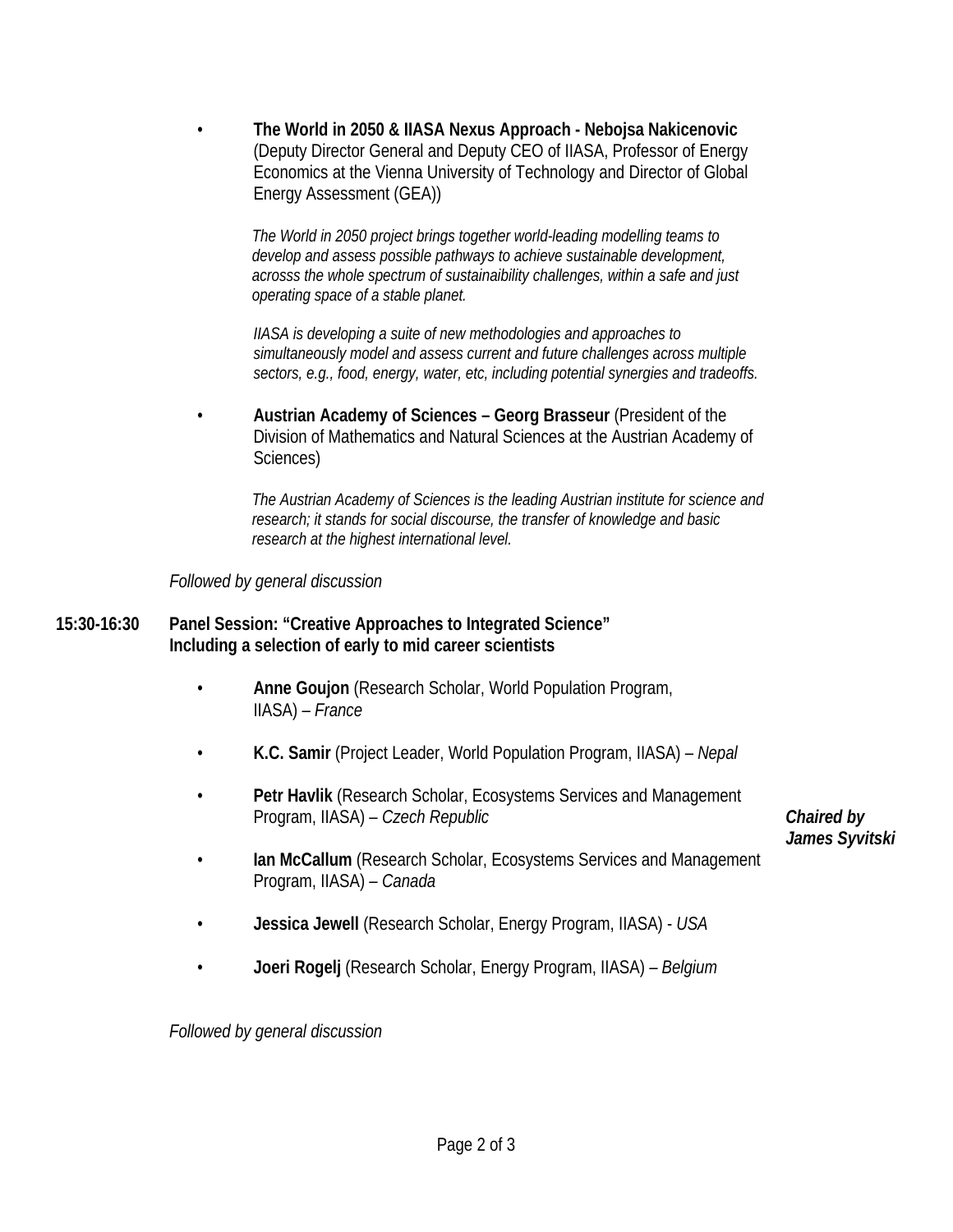- **The World in 2050 & IIASA Nexus Approach - Nebojsa Nakicenovic** (Deputy Director General and Deputy CEO of IIASA, Professor of Energy Economics at the Vienna University of Technology and Director of Global Energy Assessment (GEA))

  *The World in 2050 project brings together world-leading modelling teams to develop and assess possible pathways to achieve sustainable development, acrosss the whole spectrum of sustainaibility challenges, within a safe and just operating space of a stable planet.*

  *IIASA is developing a suite of new methodologies and approaches to simultaneously model and assess current and future challenges across multiple sectors, e.g., food, energy, water, etc, including potential synergies and tradeoffs.*

- **Austrian Academy of Sciences – Georg Brasseur** (President of the Division of Mathematics and Natural Sciences at the Austrian Academy of Sciences)

  *The Austrian Academy of Sciences is the leading Austrian institute for science and research; it stands for social discourse, the transfer of knowledge and basic research at the highest international level.*

*Followed by general discussion*

**15:30-16:30 Panel Session: "Creative Approaches to Integrated Science" Including a selection of early to mid career scientists**

*Chaired by James Syvitski*

- **Anne Goujon** (Research Scholar, World Population Program, IIASA) – *France*
- **K.C. Samir** (Project Leader, World Population Program, IIASA) – *Nepal*
- **Petr Havlik** (Research Scholar, Ecosystems Services and Management Program, IIASA) – *Czech Republic*
- **Ian McCallum** (Research Scholar, Ecosystems Services and Management Program, IIASA) – *Canada*
- **Jessica Jewell** (Research Scholar, Energy Program, IIASA) - *USA*
- **Joeri Rogelj** (Research Scholar, Energy Program, IIASA) – *Belgium*

*Followed by general discussion*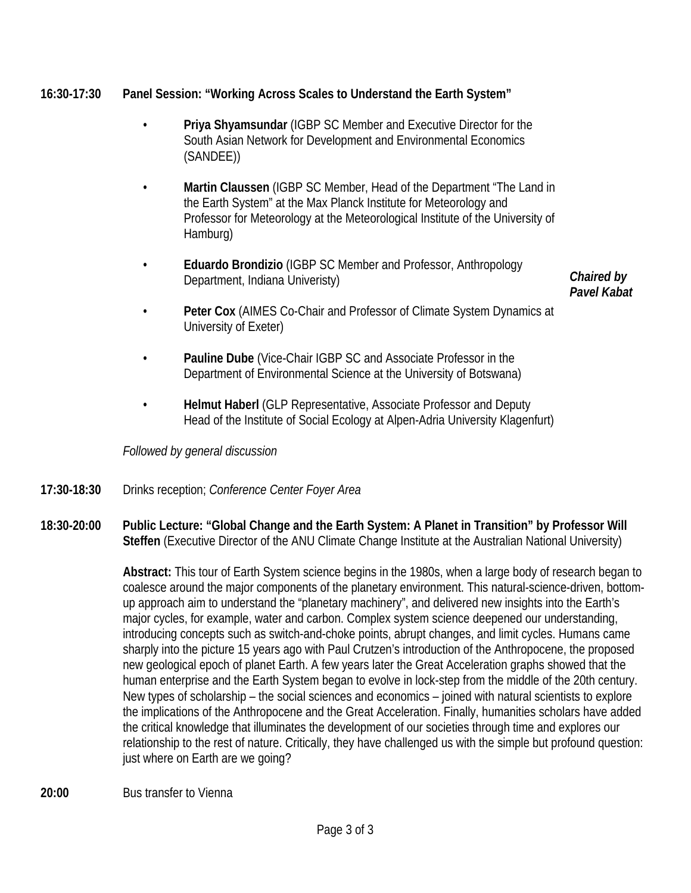**16:30-17:30 Panel Session: “Working Across Scales to Understand the Earth System”**

*Chaired by Pavel Kabat*

- **Priya Shyamsundar** (IGBP SC Member and Executive Director for the South Asian Network for Development and Environmental Economics (SANDEE))
- **Martin Claussen** (IGBP SC Member, Head of the Department “The Land in the Earth System” at the Max Planck Institute for Meteorology and Professor for Meteorology at the Meteorological Institute of the University of Hamburg)
- **Eduardo Brondizio** (IGBP SC Member and Professor, Anthropology Department, Indiana Univeristy)
- **Peter Cox** (AIMES Co-Chair and Professor of Climate System Dynamics at University of Exeter)
- **Pauline Dube** (Vice-Chair IGBP SC and Associate Professor in the Department of Environmental Science at the University of Botswana)
- **Helmut Haberl** (GLP Representative, Associate Professor and Deputy Head of the Institute of Social Ecology at Alpen-Adria University Klagenfurt)

*Followed by general discussion*

**17:30-18:30** Drinks reception; *Conference Center Foyer Area*

**18:30-20:00 Public Lecture: “Global Change and the Earth System: A Planet in Transition” by Professor Will Steffen** (Executive Director of the ANU Climate Change Institute at the Australian National University)

**Abstract:** This tour of Earth System science begins in the 1980s, when a large body of research began to coalesce around the major components of the planetary environment. This natural-science-driven, bottom-up approach aim to understand the “planetary machinery”, and delivered new insights into the Earth’s major cycles, for example, water and carbon. Complex system science deepened our understanding, introducing concepts such as switch-and-choke points, abrupt changes, and limit cycles. Humans came sharply into the picture 15 years ago with Paul Crutzen’s introduction of the Anthropocene, the proposed new geological epoch of planet Earth. A few years later the Great Acceleration graphs showed that the human enterprise and the Earth System began to evolve in lock-step from the middle of the 20th century. New types of scholarship – the social sciences and economics – joined with natural scientists to explore the implications of the Anthropocene and the Great Acceleration. Finally, humanities scholars have added the critical knowledge that illuminates the development of our societies through time and explores our relationship to the rest of nature. Critically, they have challenged us with the simple but profound question: just where on Earth are we going?

**20:00** Bus transfer to Vienna